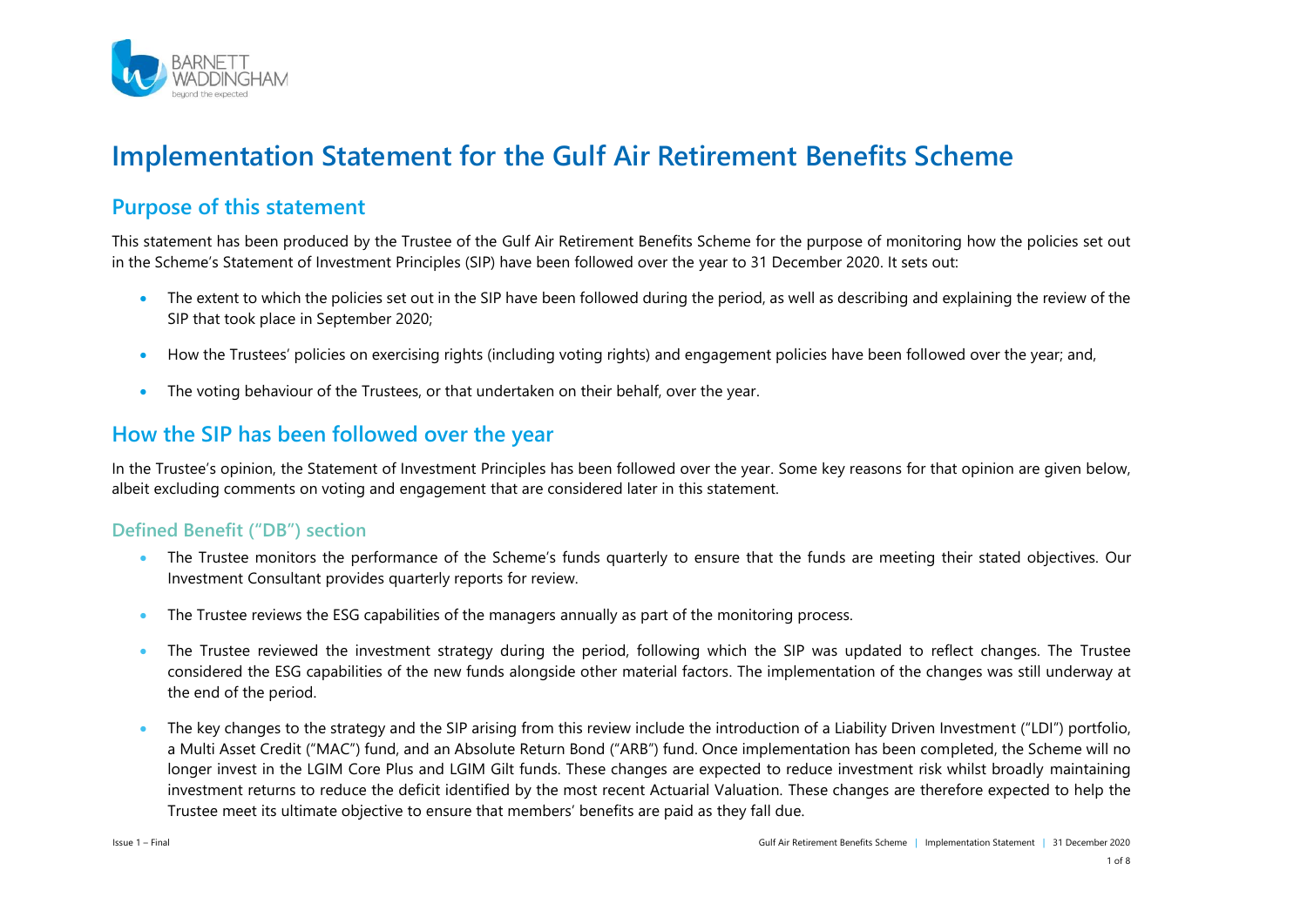# Implementation Statement for the Gulf Air Retirement Benefits Scheme

## Purpose of this statement

This statement has been produced by the Trustee of the Gulf Air Retirement Benefits Scheme for the purpose of monitoring how the policies set out in the Scheme's Statement of Investment Principles (SIP) have been followed over the year to 31 December 2020. It sets out:

- The extent to which the policies set out in the SIP have been followed during the period, as well as describing and explaining the review of the SIP that took place in September 2020;
- How the Trustees' policies on exercising rights (including voting rights) and engagement policies have been followed over the year; and,
- The voting behaviour of the Trustees, or that undertaken on their behalf, over the year.

## How the SIP has been followed over the year

In the Trustee's opinion, the Statement of Investment Principles has been followed over the year. Some key reasons for that opinion are given below, albeit excluding comments on voting and engagement that are considered later in this statement.

### Defined Benefit ("DB") section

- The Trustee monitors the performance of the Scheme's funds quarterly to ensure that the funds are meeting their stated objectives. Our Investment Consultant provides quarterly reports for review.
- The Trustee reviews the ESG capabilities of the managers annually as part of the monitoring process.
- The Trustee reviewed the investment strategy during the period, following which the SIP was updated to reflect changes. The Trustee considered the ESG capabilities of the new funds alongside other material factors. The implementation of the changes was still underway at the end of the period.
- The key changes to the strategy and the SIP arising from this review include the introduction of a Liability Driven Investment ("LDI") portfolio, a Multi Asset Credit ("MAC") fund, and an Absolute Return Bond ("ARB") fund. Once implementation has been completed, the Scheme will no longer invest in the LGIM Core Plus and LGIM Gilt funds. These changes are expected to reduce investment risk whilst broadly maintaining investment returns to reduce the deficit identified by the most recent Actuarial Valuation. These changes are therefore expected to help the Trustee meet its ultimate objective to ensure that members' benefits are paid as they fall due.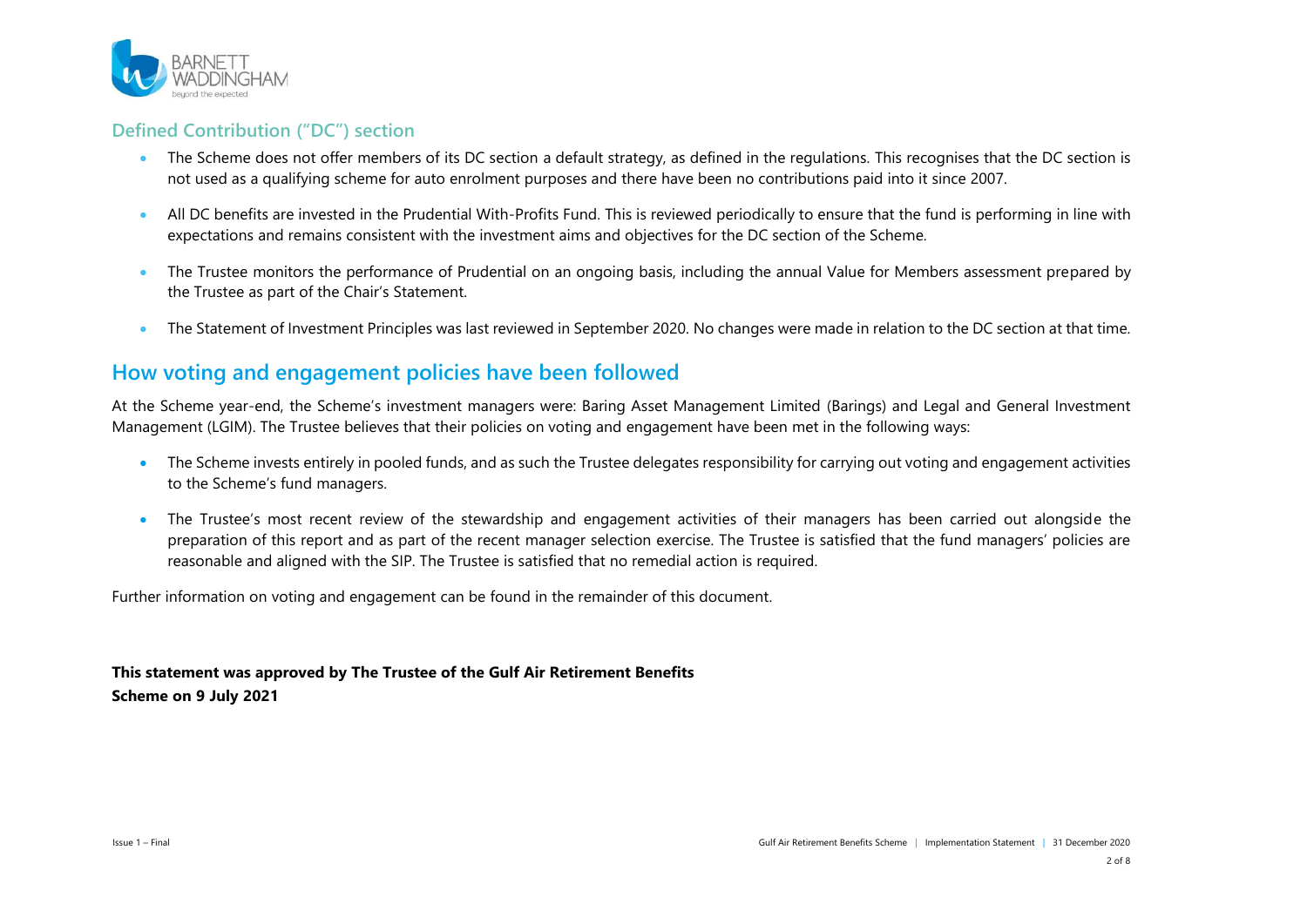## Defined Contribution ("DC") section

- The Scheme does not offer members of its DC section a default strategy, as defined in the regulations. This recognises that the DC section is not used as a qualifying scheme for auto enrolment purposes and there have been no contributions paid into it since 2007.
- All DC benefits are invested in the Prudential With-Profits Fund. This is reviewed periodically to ensure that the fund is performing in line with expectations and remains consistent with the investment aims and objectives for the DC section of the Scheme.
- The Trustee monitors the performance of Prudential on an ongoing basis, including the annual Value for Members assessment prepared by the Trustee as part of the Chair's Statement.
- The Statement of Investment Principles was last reviewed in September 2020. No changes were made in relation to the DC section at that time.

# How voting and engagement policies have been followed

At the Scheme year-end, the Scheme's investment managers were: Baring Asset Management Limited (Barings) and Legal and General Investment Management (LGIM). The Trustee believes that their policies on voting and engagement have been met in the following ways:

- The Scheme invests entirely in pooled funds, and as such the Trustee delegates responsibility for carrying out voting and engagement activities to the Scheme's fund managers.
- The Trustee's most recent review of the stewardship and engagement activities of their managers has been carried out alongside the preparation of this report and as part of the recent manager selection exercise. The Trustee is satisfied that the fund managers' policies are reasonable and aligned with the SIP. The Trustee is satisfied that no remedial action is required.

Further information on voting and engagement can be found in the remainder of this document.

**This statement was approved by The Trustee of the Gulf Air Retirement Benefits Scheme on 9 July 2021**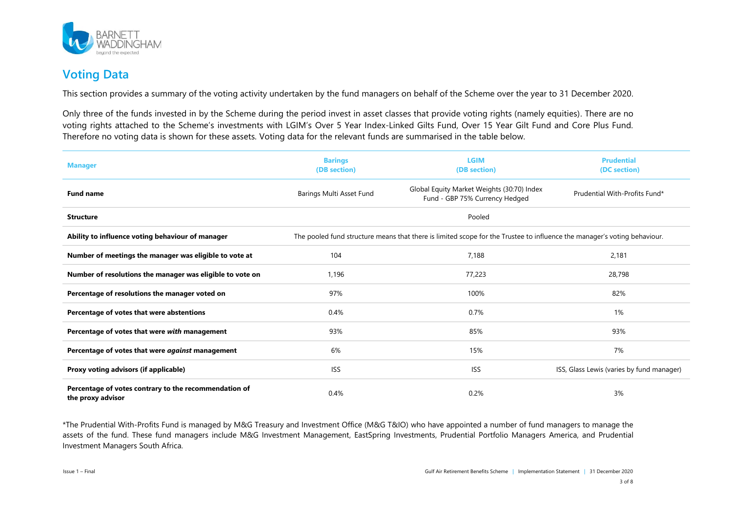## Voting Data

This section provides a summary of the voting activity undertaken by the fund managers on behalf of the Scheme over the year to 31 December 2020.

Only three of the funds invested in by the Scheme during the period invest in asset classes that provide voting rights (namely equities). There are no voting rights attached to the Scheme's investments with LGIM's Over 5 Year Index-Linked Gilts Fund, Over 15 Year Gilt Fund and Core Plus Fund. Therefore no voting data is shown for these assets. Voting data for the relevant funds are summarised in the table below.

| Manager | Barings (DB section) | LGIM (DB section) | Prudential (DC section) |
|---|---|---|---|
| **Fund name** | Barings Multi Asset Fund | Global Equity Market Weights (30:70) Index Fund - GBP 75% Currency Hedged | Prudential With-Profits Fund* |
| **Structure** | Pooled | Pooled | Pooled |
| **Ability to influence voting behaviour of manager** | The pooled fund structure means that there is limited scope for the Trustee to influence the manager's voting behaviour. | | |
| **Number of meetings the manager was eligible to vote at** | 104 | 7,188 | 2,181 |
| **Number of resolutions the manager was eligible to vote on** | 1,196 | 77,223 | 28,798 |
| **Percentage of resolutions the manager voted on** | 97% | 100% | 82% |
| **Percentage of votes that were abstentions** | 0.4% | 0.7% | 1% |
| **Percentage of votes that were *with* management** | 93% | 85% | 93% |
| **Percentage of votes that were *against* management** | 6% | 15% | 7% |
| **Proxy voting advisors (if applicable)** | ISS | ISS | ISS, Glass Lewis (varies by fund manager) |
| **Percentage of votes contrary to the recommendation of the proxy advisor** | 0.4% | 0.2% | 3% |

*The Prudential With-Profits Fund is managed by M&G Treasury and Investment Office (M&G T&IO) who have appointed a number of fund managers to manage the assets of the fund. These fund managers include M&G Investment Management, EastSpring Investments, Prudential Portfolio Managers America, and Prudential Investment Managers South Africa.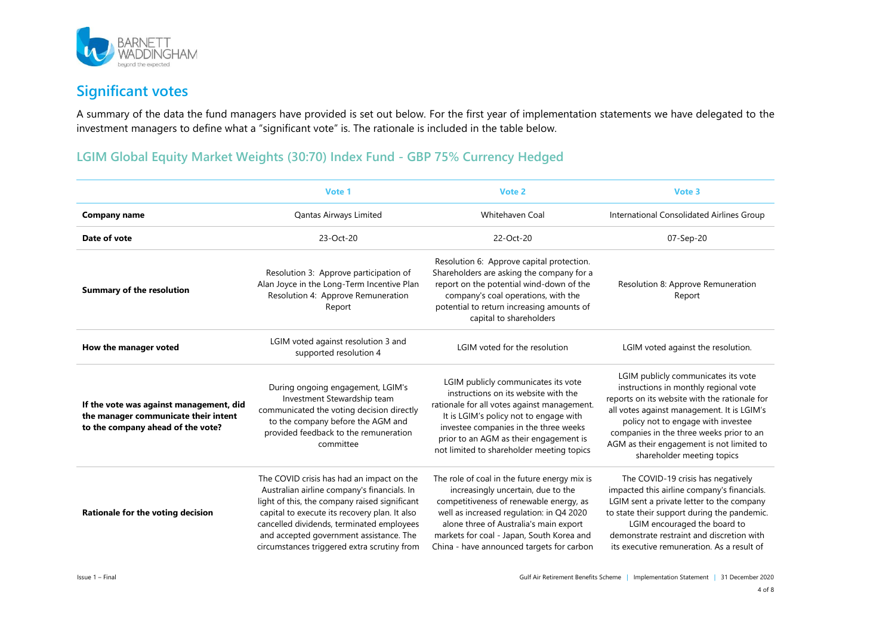## Significant votes

A summary of the data the fund managers have provided is set out below. For the first year of implementation statements we have delegated to the investment managers to define what a "significant vote" is. The rationale is included in the table below.

### LGIM Global Equity Market Weights (30:70) Index Fund - GBP 75% Currency Hedged

| | Vote 1 | Vote 2 | Vote 3 |
|---|---|---|---|
| **Company name** | Qantas Airways Limited | Whitehaven Coal | International Consolidated Airlines Group |
| **Date of vote** | 23-Oct-20 | 22-Oct-20 | 07-Sep-20 |
| **Summary of the resolution** | Resolution 3: Approve participation of Alan Joyce in the Long-Term Incentive Plan Resolution 4: Approve Remuneration Report | Resolution 6: Approve capital protection. Shareholders are asking the company for a report on the potential wind-down of the company's coal operations, with the potential to return increasing amounts of capital to shareholders | Resolution 8: Approve Remuneration Report |
| **How the manager voted** | LGIM voted against resolution 3 and supported resolution 4 | LGIM voted for the resolution | LGIM voted against the resolution. |
| **If the vote was against management, did the manager communicate their intent to the company ahead of the vote?** | During ongoing engagement, LGIM's Investment Stewardship team communicated the voting decision directly to the company before the AGM and provided feedback to the remuneration committee | LGIM publicly communicates its vote instructions on its website with the rationale for all votes against management. It is LGIM's policy not to engage with investee companies in the three weeks prior to an AGM as their engagement is not limited to shareholder meeting topics | LGIM publicly communicates its vote instructions in monthly regional vote reports on its website with the rationale for all votes against management. It is LGIM's policy not to engage with investee companies in the three weeks prior to an AGM as their engagement is not limited to shareholder meeting topics |
| **Rationale for the voting decision** | The COVID crisis has had an impact on the Australian airline company's financials. In light of this, the company raised significant capital to execute its recovery plan. It also cancelled dividends, terminated employees and accepted government assistance. The circumstances triggered extra scrutiny from | The role of coal in the future energy mix is increasingly uncertain, due to the competitiveness of renewable energy, as well as increased regulation: in Q4 2020 alone three of Australia's main export markets for coal - Japan, South Korea and China - have announced targets for carbon | The COVID-19 crisis has negatively impacted this airline company's financials. LGIM sent a private letter to the company to state their support during the pandemic. LGIM encouraged the board to demonstrate restraint and discretion with its executive remuneration. As a result of |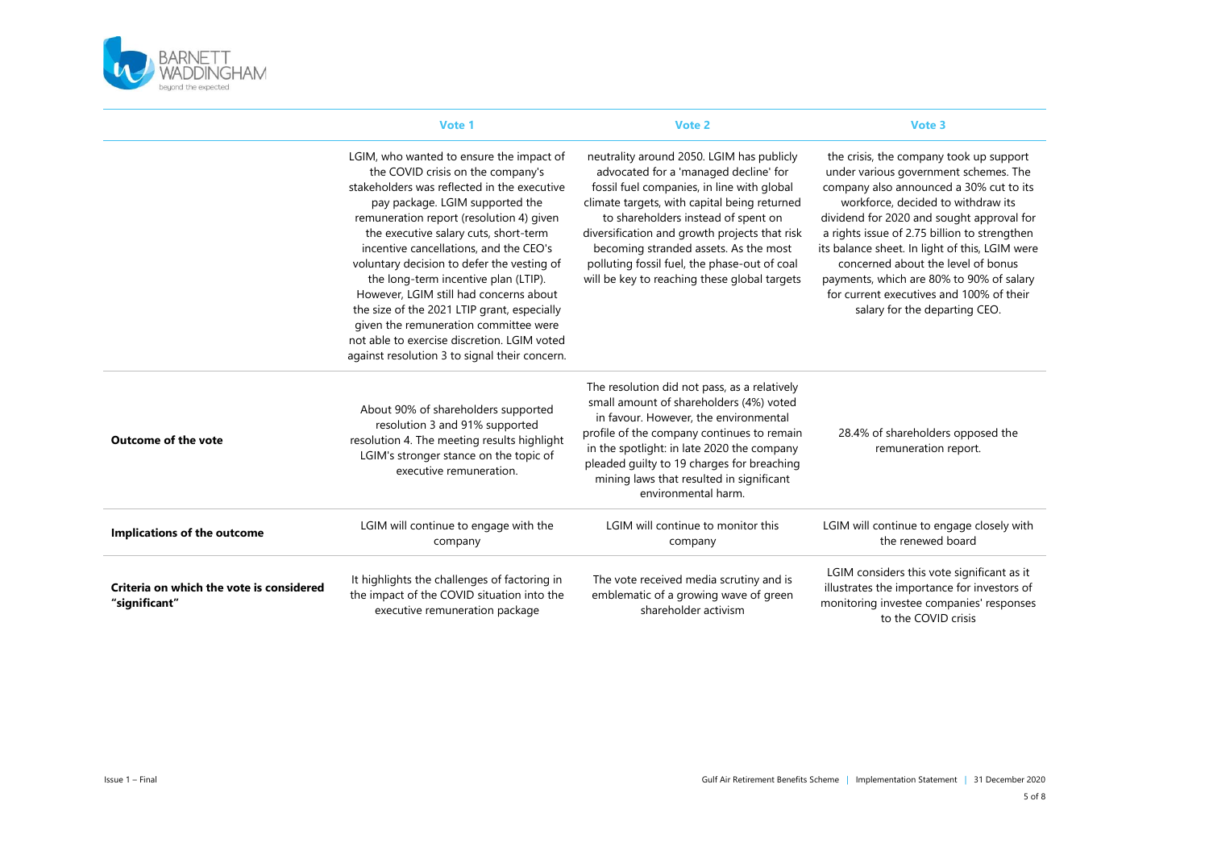| | Vote 1 | Vote 2 | Vote 3 |
|---|---|---|---|
| | LGIM, who wanted to ensure the impact of the COVID crisis on the company's stakeholders was reflected in the executive pay package. LGIM supported the remuneration report (resolution 4) given the executive salary cuts, short-term incentive cancellations, and the CEO's voluntary decision to defer the vesting of the long-term incentive plan (LTIP). However, LGIM still had concerns about the size of the 2021 LTIP grant, especially given the remuneration committee were not able to exercise discretion. LGIM voted against resolution 3 to signal their concern. | neutrality around 2050. LGIM has publicly advocated for a 'managed decline' for fossil fuel companies, in line with global climate targets, with capital being returned to shareholders instead of spent on diversification and growth projects that risk becoming stranded assets. As the most polluting fossil fuel, the phase-out of coal will be key to reaching these global targets | the crisis, the company took up support under various government schemes. The company also announced a 30% cut to its workforce, decided to withdraw its dividend for 2020 and sought approval for a rights issue of 2.75 billion to strengthen its balance sheet. In light of this, LGIM were concerned about the level of bonus payments, which are 80% to 90% of salary for current executives and 100% of their salary for the departing CEO. |
| **Outcome of the vote** | About 90% of shareholders supported resolution 3 and 91% supported resolution 4. The meeting results highlight LGIM's stronger stance on the topic of executive remuneration. | The resolution did not pass, as a relatively small amount of shareholders (4%) voted in favour. However, the environmental profile of the company continues to remain in the spotlight: in late 2020 the company pleaded guilty to 19 charges for breaching mining laws that resulted in significant environmental harm. | 28.4% of shareholders opposed the remuneration report. |
| **Implications of the outcome** | LGIM will continue to engage with the company | LGIM will continue to monitor this company | LGIM will continue to engage closely with the renewed board |
| **Criteria on which the vote is considered "significant"** | It highlights the challenges of factoring in the impact of the COVID situation into the executive remuneration package | The vote received media scrutiny and is emblematic of a growing wave of green shareholder activism | LGIM considers this vote significant as it illustrates the importance for investors of monitoring investee companies' responses to the COVID crisis |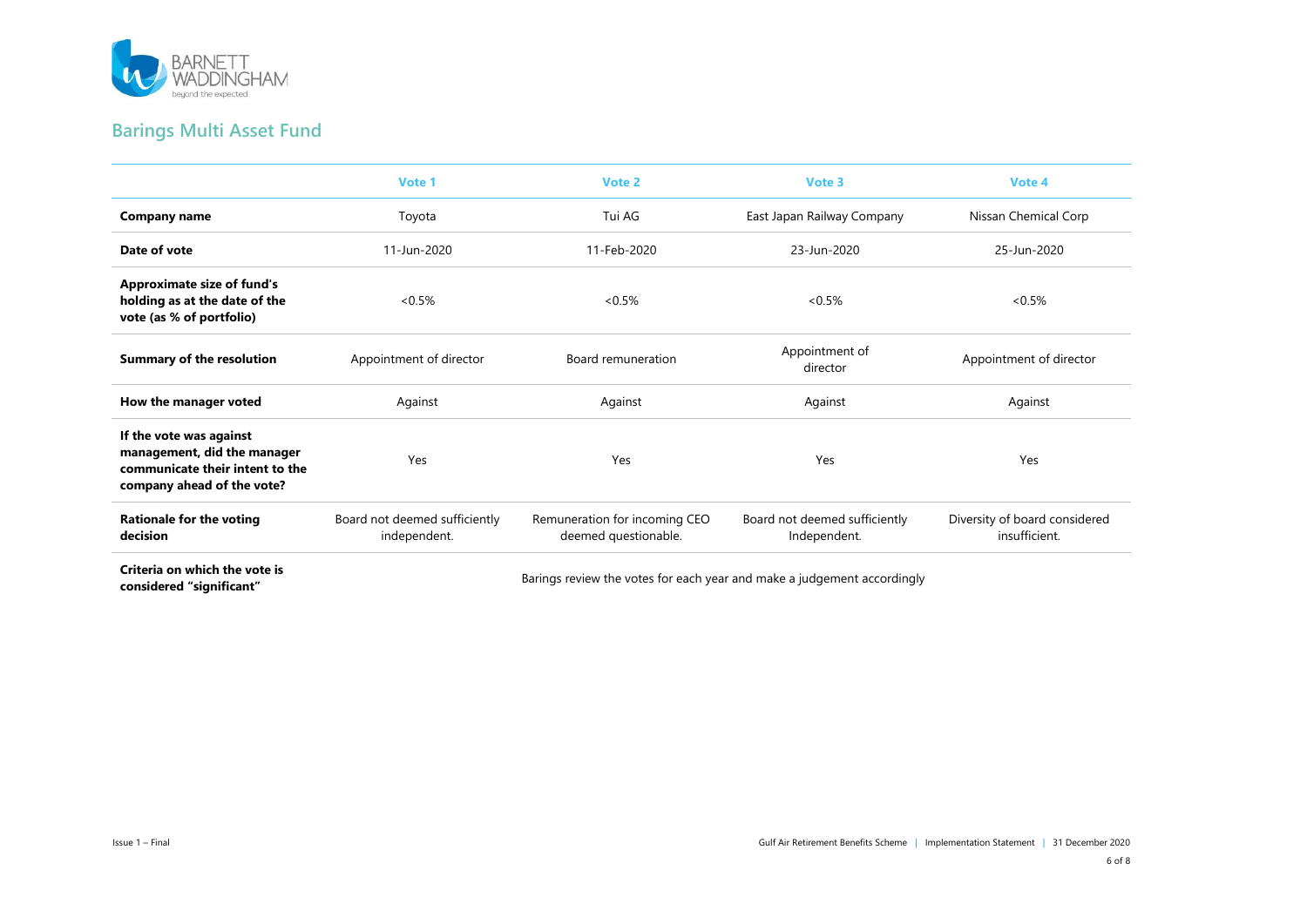## Barings Multi Asset Fund

| | Vote 1 | Vote 2 | Vote 3 | Vote 4 |
|---|---|---|---|---|
| **Company name** | Toyota | Tui AG | East Japan Railway Company | Nissan Chemical Corp |
| **Date of vote** | 11-Jun-2020 | 11-Feb-2020 | 23-Jun-2020 | 25-Jun-2020 |
| **Approximate size of fund's holding as at the date of the vote (as % of portfolio)** | <0.5% | <0.5% | <0.5% | <0.5% |
| **Summary of the resolution** | Appointment of director | Board remuneration | Appointment of director | Appointment of director |
| **How the manager voted** | Against | Against | Against | Against |
| **If the vote was against management, did the manager communicate their intent to the company ahead of the vote?** | Yes | Yes | Yes | Yes |
| **Rationale for the voting decision** | Board not deemed sufficiently independent. | Remuneration for incoming CEO deemed questionable. | Board not deemed sufficiently Independent. | Diversity of board considered insufficient. |
| **Criteria on which the vote is considered "significant"** | Barings review the votes for each year and make a judgement accordingly | | | |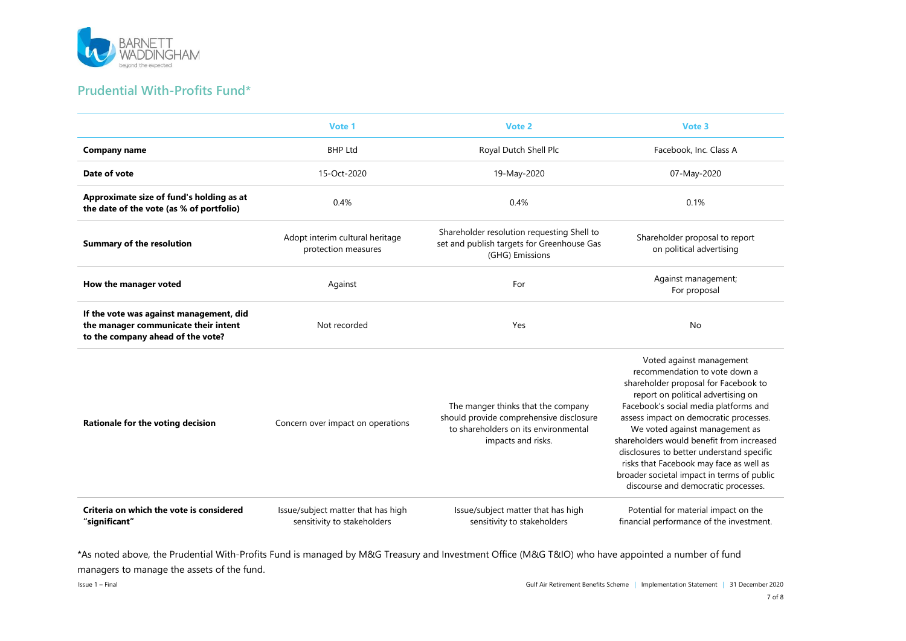## Prudential With-Profits Fund*

| | Vote 1 | Vote 2 | Vote 3 |
|---|---|---|---|
| **Company name** | BHP Ltd | Royal Dutch Shell Plc | Facebook, Inc. Class A |
| **Date of vote** | 15-Oct-2020 | 19-May-2020 | 07-May-2020 |
| **Approximate size of fund's holding as at the date of the vote (as % of portfolio)** | 0.4% | 0.4% | 0.1% |
| **Summary of the resolution** | Adopt interim cultural heritage protection measures | Shareholder resolution requesting Shell to set and publish targets for Greenhouse Gas (GHG) Emissions | Shareholder proposal to report on political advertising |
| **How the manager voted** | Against | For | Against management; For proposal |
| **If the vote was against management, did the manager communicate their intent to the company ahead of the vote?** | Not recorded | Yes | No |
| **Rationale for the voting decision** | Concern over impact on operations | The manger thinks that the company should provide comprehensive disclosure to shareholders on its environmental impacts and risks. | Voted against management recommendation to vote down a shareholder proposal for Facebook to report on political advertising on Facebook's social media platforms and assess impact on democratic processes. We voted against management as shareholders would benefit from increased disclosures to better understand specific risks that Facebook may face as well as broader societal impact in terms of public discourse and democratic processes. |
| **Criteria on which the vote is considered "significant"** | Issue/subject matter that has high sensitivity to stakeholders | Issue/subject matter that has high sensitivity to stakeholders | Potential for material impact on the financial performance of the investment. |

*As noted above, the Prudential With-Profits Fund is managed by M&G Treasury and Investment Office (M&G T&IO) who have appointed a number of fund managers to manage the assets of the fund.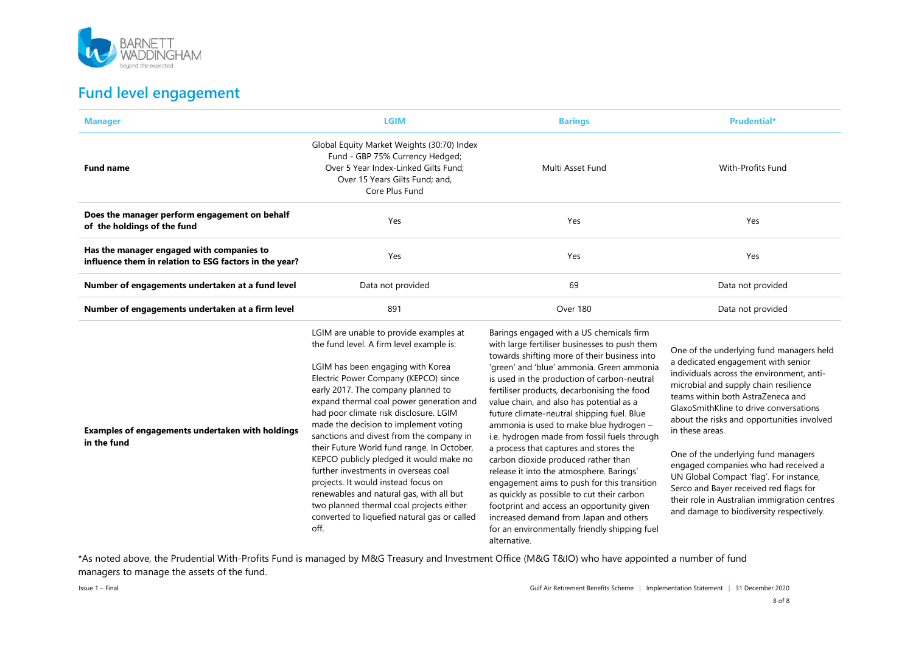## Fund level engagement

| Manager | LGIM | Barings | Prudential* |
|---|---|---|---|
| **Fund name** | Global Equity Market Weights (30:70) Index Fund - GBP 75% Currency Hedged; Over 5 Year Index-Linked Gilts Fund; Over 15 Years Gilts Fund; and, Core Plus Fund | Multi Asset Fund | With-Profits Fund |
| **Does the manager perform engagement on behalf of the holdings of the fund** | Yes | Yes | Yes |
| **Has the manager engaged with companies to influence them in relation to ESG factors in the year?** | Yes | Yes | Yes |
| **Number of engagements undertaken at a fund level** | Data not provided | 69 | Data not provided |
| **Number of engagements undertaken at a firm level** | 891 | Over 180 | Data not provided |
| **Examples of engagements undertaken with holdings in the fund** | LGIM are unable to provide examples at the fund level. A firm level example is:<br><br>LGIM has been engaging with Korea Electric Power Company (KEPCO) since early 2017. The company planned to expand thermal coal power generation and had poor climate risk disclosure. LGIM made the decision to implement voting sanctions and divest from the company in their Future World fund range. In October, KEPCO publicly pledged it would make no further investments in overseas coal projects. It would instead focus on renewables and natural gas, with all but two planned thermal coal projects either converted to liquefied natural gas or called off. | Barings engaged with a US chemicals firm with large fertiliser businesses to push them towards shifting more of their business into 'green' and 'blue' ammonia. Green ammonia is used in the production of carbon-neutral fertiliser products, decarbonising the food value chain, and also has potential as a future climate-neutral shipping fuel. Blue ammonia is used to make blue hydrogen – i.e. hydrogen made from fossil fuels through a process that captures and stores the carbon dioxide produced rather than release it into the atmosphere. Barings' engagement aims to push for this transition as quickly as possible to cut their carbon footprint and access an opportunity given increased demand from Japan and others for an environmentally friendly shipping fuel alternative. | One of the underlying fund managers held a dedicated engagement with senior individuals across the environment, anti-microbial and supply chain resilience teams within both AstraZeneca and GlaxoSmithKline to drive conversations about the risks and opportunities involved in these areas.<br><br>One of the underlying fund managers engaged companies who had received a UN Global Compact 'flag'. For instance, Serco and Bayer received red flags for their role in Australian immigration centres and damage to biodiversity respectively. |

*As noted above, the Prudential With-Profits Fund is managed by M&G Treasury and Investment Office (M&G T&IO) who have appointed a number of fund managers to manage the assets of the fund.